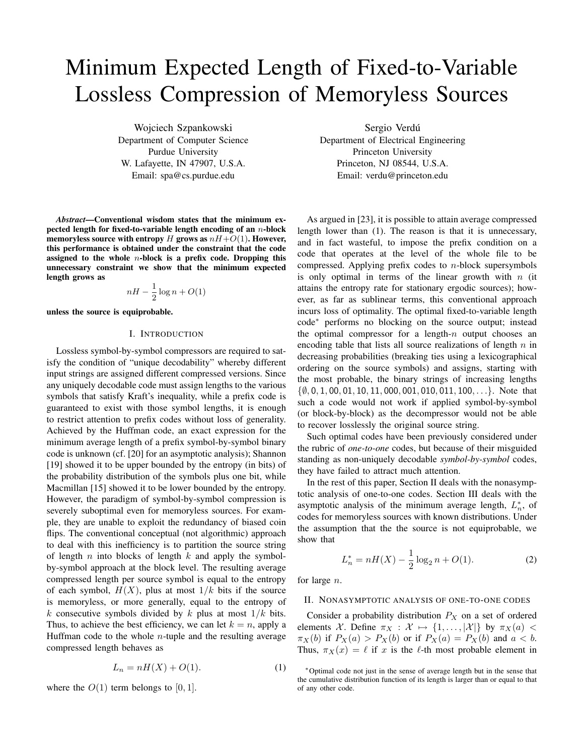# Minimum Expected Length of Fixed-to-Variable Lossless Compression of Memoryless Sources

Wojciech Szpankowski
Department of Computer Science
Purdue University
W. Lafayette, IN 47907, U.S.A.
Email: spa@cs.purdue.edu

Sergio Verdú
Department of Electrical Engineering
Princeton University
Princeton, NJ 08544, U.S.A.
Email: verdu@princeton.edu

***Abstract*—Conventional wisdom states that the minimum expected length for fixed-to-variable length encoding of an $n$-block memoryless source with entropy $H$ grows as $nH+O(1)$. However, this performance is obtained under the constraint that the code assigned to the whole $n$-block is a prefix code. Dropping this unnecessary constraint we show that the minimum expected length grows as**

$$nH - \frac{1}{2}\log n + O(1)$$

**unless the source is equiprobable.**

## I. Introduction

Lossless symbol-by-symbol compressors are required to satisfy the condition of "unique decodability" whereby different input strings are assigned different compressed versions. Since any uniquely decodable code must assign lengths to the various symbols that satisfy Kraft's inequality, while a prefix code is guaranteed to exist with those symbol lengths, it is enough to restrict attention to prefix codes without loss of generality. Achieved by the Huffman code, an exact expression for the minimum average length of a prefix symbol-by-symbol binary code is unknown (cf. [20] for an asymptotic analysis); Shannon [19] showed it to be upper bounded by the entropy (in bits) of the probability distribution of the symbols plus one bit, while Macmillan [15] showed it to be lower bounded by the entropy. However, the paradigm of symbol-by-symbol compression is severely suboptimal even for memoryless sources. For example, they are unable to exploit the redundancy of biased coin flips. The conventional conceptual (not algorithmic) approach to deal with this inefficiency is to partition the source string of length $n$ into blocks of length $k$ and apply the symbol-by-symbol approach at the block level. The resulting average compressed length per source symbol is equal to the entropy of each symbol, $H(X)$, plus at most $1/k$ bits if the source is memoryless, or more generally, equal to the entropy of $k$ consecutive symbols divided by $k$ plus at most $1/k$ bits. Thus, to achieve the best efficiency, we can let $k = n$, apply a Huffman code to the whole $n$-tuple and the resulting average compressed length behaves as

$$L_n = nH(X) + O(1). \tag{1}$$

where the $O(1)$ term belongs to $[0, 1]$.

As argued in [23], it is possible to attain average compressed length lower than (1). The reason is that it is unnecessary, and in fact wasteful, to impose the prefix condition on a code that operates at the level of the whole file to be compressed. Applying prefix codes to $n$-block supersymbols is only optimal in terms of the linear growth with $n$ (it attains the entropy rate for stationary ergodic sources); however, as far as sublinear terms, this conventional approach incurs loss of optimality. The optimal fixed-to-variable length code* performs no blocking on the source output; instead the optimal compressor for a length-$n$ output chooses an encoding table that lists all source realizations of length $n$ in decreasing probabilities (breaking ties using a lexicographical ordering on the source symbols) and assigns, starting with the most probable, the binary strings of increasing lengths $\{\emptyset, 0, 1, 00, 01, 10, 11, 000, 001, 010, 011, 100, \ldots\}$. Note that such a code would not work if applied symbol-by-symbol (or block-by-block) as the decompressor would not be able to recover losslessly the original source string.

Such optimal codes have been previously considered under the rubric of *one-to-one* codes, but because of their misguided standing as non-uniquely decodable *symbol-by-symbol* codes, they have failed to attract much attention.

In the rest of this paper, Section II deals with the nonasymptotic analysis of one-to-one codes. Section III deals with the asymptotic analysis of the minimum average length, $L_n^*$, of codes for memoryless sources with known distributions. Under the assumption that the the source is not equiprobable, we show that

$$L_n^* = nH(X) - \frac{1}{2}\log_2 n + O(1). \tag{2}$$

for large $n$.

## II. Nonasymptotic analysis of one-to-one codes

Consider a probability distribution $P_X$ on a set of ordered elements $\mathcal{X}$. Define $\pi_X : \mathcal{X} \mapsto \{1, \ldots, |\mathcal{X}|\}$ by $\pi_X(a) < \pi_X(b)$ if $P_X(a) > P_X(b)$ or if $P_X(a) = P_X(b)$ and $a < b$. Thus, $\pi_X(x) = \ell$ if $x$ is the $\ell$-th most probable element in

*Optimal code not just in the sense of average length but in the sense that the cumulative distribution function of its length is larger than or equal to that of any other code.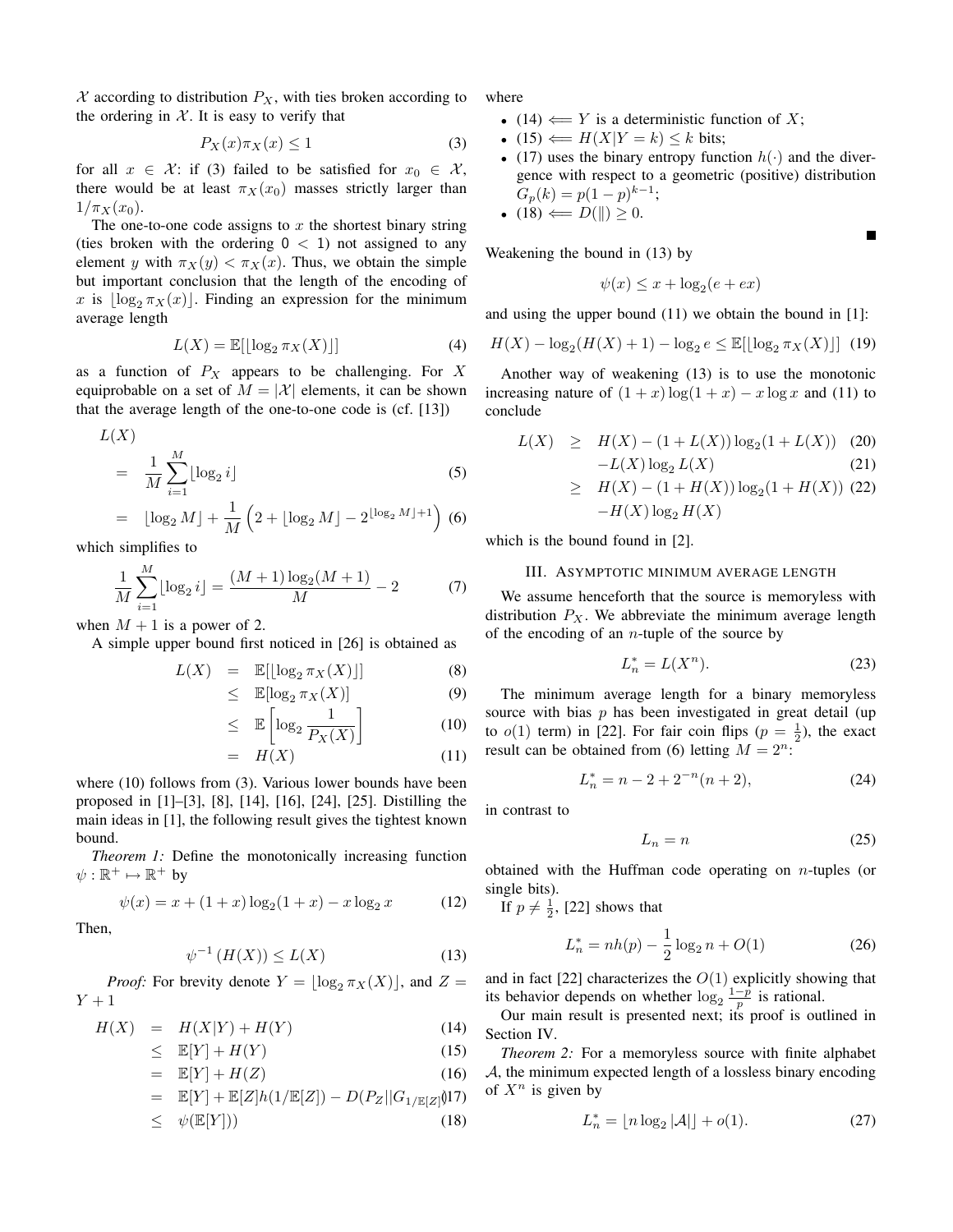$\mathcal{X}$ according to distribution $P_X$, with ties broken according to the ordering in $\mathcal{X}$. It is easy to verify that

$$P_X(x)\pi_X(x) \leq 1 \tag{3}$$

for all $x \in \mathcal{X}$: if (3) failed to be satisfied for $x_0 \in \mathcal{X}$, there would be at least $\pi_X(x_0)$ masses strictly larger than $1/\pi_X(x_0)$.

The one-to-one code assigns to $x$ the shortest binary string (ties broken with the ordering $0 < 1$) not assigned to any element $y$ with $\pi_X(y) < \pi_X(x)$. Thus, we obtain the simple but important conclusion that the length of the encoding of $x$ is $\lfloor \log_2 \pi_X(x) \rfloor$. Finding an expression for the minimum average length

$$L(X) = \mathbb{E}[\lfloor \log_2 \pi_X(X) \rfloor] \tag{4}$$

as a function of $P_X$ appears to be challenging. For $X$ equiprobable on a set of $M = |\mathcal{X}|$ elements, it can be shown that the average length of the one-to-one code is (cf. [13])

$$\begin{aligned} L(X) & \\ &= \frac{1}{M}\sum_{i=1}^{M} \lfloor \log_2 i \rfloor & (5)\\ &= \lfloor \log_2 M \rfloor + \frac{1}{M}\left(2 + \lfloor \log_2 M \rfloor - 2^{\lfloor \log_2 M \rfloor + 1}\right) & (6) \end{aligned}$$

which simplifies to

$$\frac{1}{M}\sum_{i=1}^{M} \lfloor \log_2 i \rfloor = \frac{(M+1)\log_2(M+1)}{M} - 2 \tag{7}$$

when $M+1$ is a power of 2.

A simple upper bound first noticed in [26] is obtained as

$$\begin{aligned} L(X) &= \mathbb{E}[\lfloor \log_2 \pi_X(X) \rfloor] & (8)\\ &\leq \mathbb{E}[\log_2 \pi_X(X)] & (9)\\ &\leq \mathbb{E}\left[\log_2 \frac{1}{P_X(X)}\right] & (10)\\ &= H(X) & (11) \end{aligned}$$

where (10) follows from (3). Various lower bounds have been proposed in [1]–[3], [8], [14], [16], [24], [25]. Distilling the main ideas in [1], the following result gives the tightest known bound.

*Theorem 1:* Define the monotonically increasing function $\psi : \mathbb{R}^+ \mapsto \mathbb{R}^+$ by

$$\psi(x) = x + (1+x)\log_2(1+x) - x\log_2 x \tag{12}$$

Then,

$$\psi^{-1}(H(X)) \leq L(X) \tag{13}$$

*Proof:* For brevity denote $Y = \lfloor \log_2 \pi_X(X) \rfloor$, and $Z = Y + 1$

$$\begin{aligned} H(X) &= H(X|Y) + H(Y) & (14)\\ &\leq \mathbb{E}[Y] + H(Y) & (15)\\ &= \mathbb{E}[Y] + H(Z) & (16)\\ &= \mathbb{E}[Y] + \mathbb{E}[Z]h(1/\mathbb{E}[Z]) - D(P_Z \| G_{1/\mathbb{E}[Z]}) & (17)\\ &\leq \psi(\mathbb{E}[Y])) & (18) \end{aligned}$$

where

- (14) $\Longleftarrow$ $Y$ is a deterministic function of $X$;
- (15) $\Longleftarrow$ $H(X|Y=k) \leq k$ bits;
- (17) uses the binary entropy function $h(\cdot)$ and the divergence with respect to a geometric (positive) distribution $G_p(k) = p(1-p)^{k-1}$;
- (18) $\Longleftarrow$ $D(\|) \geq 0$.

■

Weakening the bound in (13) by

$$\psi(x) \leq x + \log_2(e + ex)$$

and using the upper bound (11) we obtain the bound in [1]:

$$H(X) - \log_2(H(X)+1) - \log_2 e \leq \mathbb{E}[\lfloor \log_2 \pi_X(X) \rfloor] \tag{19}$$

Another way of weakening (13) is to use the monotonic increasing nature of $(1+x)\log(1+x) - x\log x$ and (11) to conclude

$$\begin{aligned} L(X) &\geq H(X) - (1+L(X))\log_2(1+L(X)) & (20)\\ &\quad - L(X)\log_2 L(X) & (21)\\ &\geq H(X) - (1+H(X))\log_2(1+H(X)) & (22)\\ &\quad - H(X)\log_2 H(X) & \end{aligned}$$

which is the bound found in [2].

## III. Asymptotic minimum average length

We assume henceforth that the source is memoryless with distribution $P_X$. We abbreviate the minimum average length of the encoding of an $n$-tuple of the source by

$$L_n^* = L(X^n). \tag{23}$$

The minimum average length for a binary memoryless source with bias $p$ has been investigated in great detail (up to $o(1)$ term) in [22]. For fair coin flips ($p = \frac{1}{2}$), the exact result can be obtained from (6) letting $M = 2^n$:

$$L_n^* = n - 2 + 2^{-n}(n+2), \tag{24}$$

in contrast to

$$L_n = n \tag{25}$$

obtained with the Huffman code operating on $n$-tuples (or single bits).

If $p \neq \frac{1}{2}$, [22] shows that

$$L_n^* = nh(p) - \frac{1}{2}\log_2 n + O(1) \tag{26}$$

and in fact [22] characterizes the $O(1)$ explicitly showing that its behavior depends on whether $\log_2 \frac{1-p}{p}$ is rational.

Our main result is presented next; its proof is outlined in Section IV.

*Theorem 2:* For a memoryless source with finite alphabet $\mathcal{A}$, the minimum expected length of a lossless binary encoding of $X^n$ is given by

$$L_n^* = \lfloor n \log_2 |\mathcal{A}| \rfloor + o(1). \tag{27}$$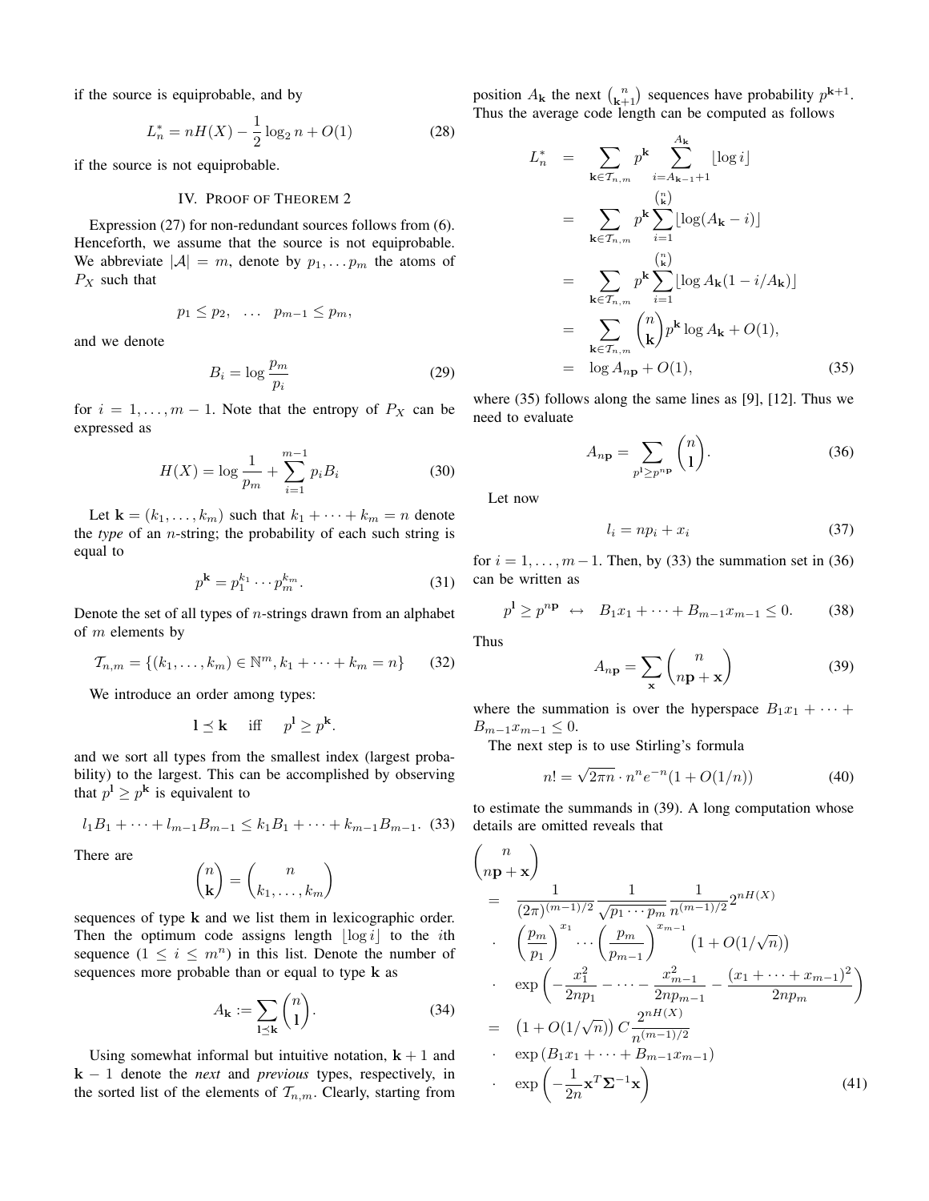if the source is equiprobable, and by

$$L_n^* = nH(X) - \frac{1}{2}\log_2 n + O(1) \tag{28}$$

if the source is not equiprobable.

## IV. Proof of Theorem 2

Expression (27) for non-redundant sources follows from (6). Henceforth, we assume that the source is not equiprobable. We abbreviate $|\mathcal{A}| = m$, denote by $p_1, \ldots p_m$ the atoms of $P_X$ such that

$$p_1 \le p_2, \quad \ldots \quad p_{m-1} \le p_m,$$

and we denote

$$B_i = \log \frac{p_m}{p_i} \tag{29}$$

for $i = 1, \ldots, m-1$. Note that the entropy of $P_X$ can be expressed as

$$H(X) = \log \frac{1}{p_m} + \sum_{i=1}^{m-1} p_i B_i \tag{30}$$

Let $\mathbf{k} = (k_1, \ldots, k_m)$ such that $k_1 + \cdots + k_m = n$ denote the *type* of an $n$-string; the probability of each such string is equal to

$$p^{\mathbf{k}} = p_1^{k_1} \cdots p_m^{k_m}. \tag{31}$$

Denote the set of all types of $n$-strings drawn from an alphabet of $m$ elements by

$$\mathcal{T}_{n,m} = \{(k_1, \ldots, k_m) \in \mathbb{N}^m, k_1 + \cdots + k_m = n\} \tag{32}$$

We introduce an order among types:

$$\mathbf{l} \preceq \mathbf{k} \quad \text{iff} \quad p^{\mathbf{l}} \ge p^{\mathbf{k}}.$$

and we sort all types from the smallest index (largest probability) to the largest. This can be accomplished by observing that $p^{\mathbf{l}} \ge p^{\mathbf{k}}$ is equivalent to

$$l_1 B_1 + \cdots + l_{m-1} B_{m-1} \le k_1 B_1 + \cdots + k_{m-1} B_{m-1}. \tag{33}$$

There are

$$\binom{n}{\mathbf{k}} = \binom{n}{k_1, \ldots, k_m}$$

sequences of type $\mathbf{k}$ and we list them in lexicographic order. Then the optimum code assigns length $\lfloor \log i \rfloor$ to the $i$th sequence ($1 \le i \le m^n$) in this list. Denote the number of sequences more probable than or equal to type $\mathbf{k}$ as

$$A_{\mathbf{k}} := \sum_{\mathbf{l} \preceq \mathbf{k}} \binom{n}{\mathbf{l}}. \tag{34}$$

Using somewhat informal but intuitive notation, $\mathbf{k}+1$ and $\mathbf{k}-1$ denote the *next* and *previous* types, respectively, in the sorted list of the elements of $\mathcal{T}_{n,m}$. Clearly, starting from position $A_{\mathbf{k}}$ the next $\binom{n}{\mathbf{k}+1}$ sequences have probability $p^{\mathbf{k}+1}$. Thus the average code length can be computed as follows

$$\begin{aligned}
L_n^* &= \sum_{\mathbf{k} \in \mathcal{T}_{n,m}} p^{\mathbf{k}} \sum_{i=A_{\mathbf{k}-1}+1}^{A_{\mathbf{k}}} \lfloor \log i \rfloor \\
&= \sum_{\mathbf{k} \in \mathcal{T}_{n,m}} p^{\mathbf{k}} \sum_{i=1}^{\binom{n}{\mathbf{k}}} \lfloor \log(A_{\mathbf{k}} - i) \rfloor \\
&= \sum_{\mathbf{k} \in \mathcal{T}_{n,m}} p^{\mathbf{k}} \sum_{i=1}^{\binom{n}{\mathbf{k}}} \lfloor \log A_{\mathbf{k}}(1 - i/A_{\mathbf{k}}) \rfloor \\
&= \sum_{\mathbf{k} \in \mathcal{T}_{n,m}} \binom{n}{\mathbf{k}} p^{\mathbf{k}} \log A_{\mathbf{k}} + O(1), \\
&= \log A_{n\mathbf{p}} + O(1),
\end{aligned} \tag{35}$$

where (35) follows along the same lines as [9], [12]. Thus we need to evaluate

$$A_{n\mathbf{p}} = \sum_{p^{\mathbf{l}} \ge p^{n\mathbf{p}}} \binom{n}{\mathbf{l}}. \tag{36}$$

Let now

$$l_i = np_i + x_i \tag{37}$$

for $i = 1, \ldots, m-1$. Then, by (33) the summation set in (36) can be written as

$$p^{\mathbf{l}} \ge p^{n\mathbf{p}} \;\leftrightarrow\; B_1 x_1 + \cdots + B_{m-1} x_{m-1} \le 0. \tag{38}$$

Thus

$$A_{n\mathbf{p}} = \sum_{\mathbf{x}} \binom{n}{n\mathbf{p} + \mathbf{x}} \tag{39}$$

where the summation is over the hyperspace $B_1 x_1 + \cdots + B_{m-1} x_{m-1} \le 0$.

The next step is to use Stirling's formula

$$n! = \sqrt{2\pi n} \cdot n^n e^{-n} (1 + O(1/n)) \tag{40}$$

to estimate the summands in (39). A long computation whose details are omitted reveals that

$$\begin{aligned}
&\binom{n}{n\mathbf{p} + \mathbf{x}} \\
&= \frac{1}{(2\pi)^{(m-1)/2}} \frac{1}{\sqrt{p_1 \cdots p_m}} \frac{1}{n^{(m-1)/2}} 2^{nH(X)} \\
&\cdot \left(\frac{p_m}{p_1}\right)^{x_1} \cdots \left(\frac{p_m}{p_{m-1}}\right)^{x_{m-1}} \left(1 + O(1/\sqrt{n})\right) \\
&\cdot \exp\left(-\frac{x_1^2}{2np_1} - \cdots - \frac{x_{m-1}^2}{2np_{m-1}} - \frac{(x_1 + \cdots + x_{m-1})^2}{2np_m}\right) \\
&= \left(1 + O(1/\sqrt{n})\right) C \frac{2^{nH(X)}}{n^{(m-1)/2}} \\
&\cdot \exp\left(B_1 x_1 + \cdots + B_{m-1} x_{m-1}\right) \\
&\cdot \exp\left(-\frac{1}{2n} \mathbf{x}^T \mathbf{\Sigma}^{-1} \mathbf{x}\right)
\end{aligned} \tag{41}$$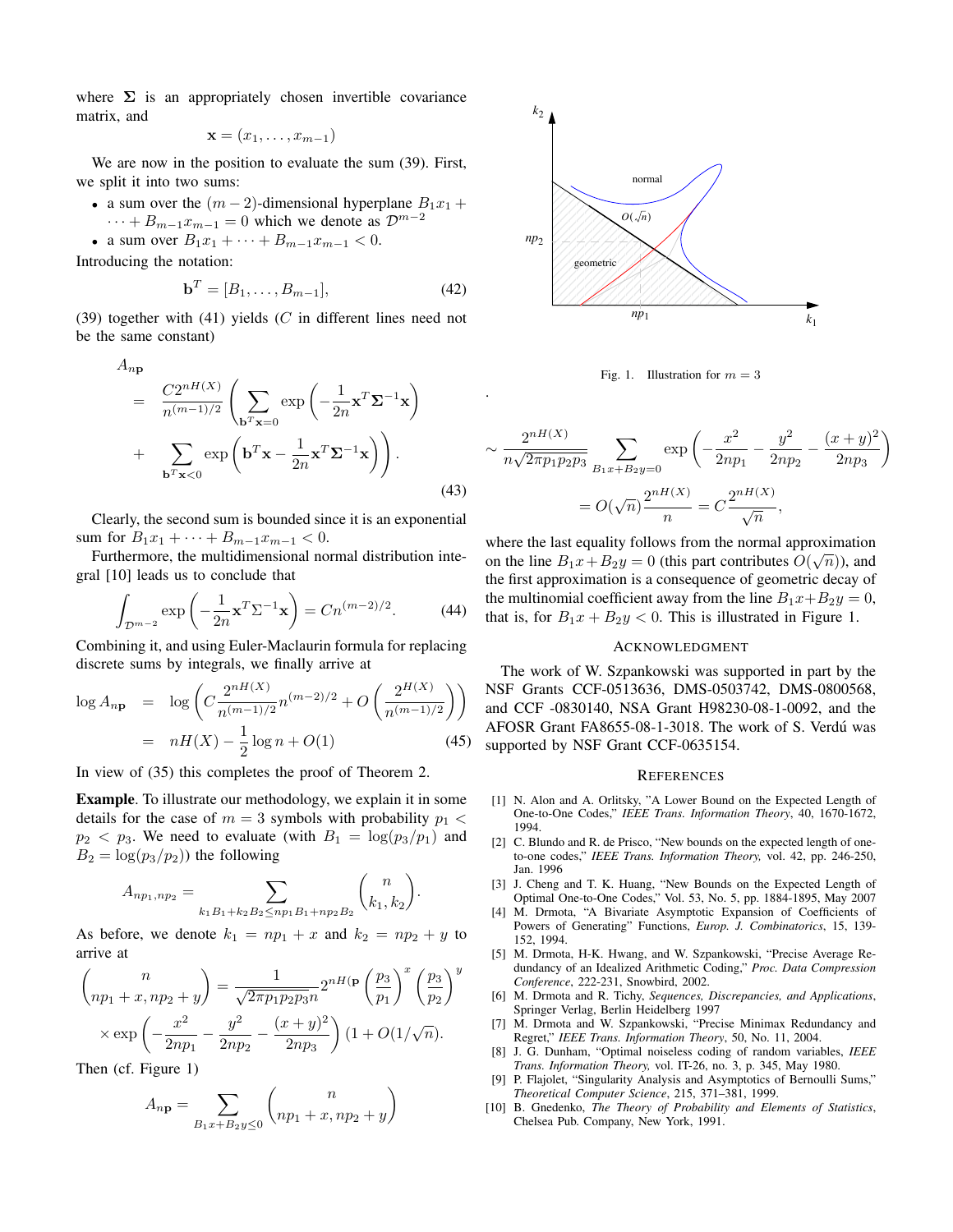where $\mathbf{\Sigma}$ is an appropriately chosen invertible covariance matrix, and

$$\mathbf{x} = (x_1, \ldots, x_{m-1})$$

We are now in the position to evaluate the sum (39). First, we split it into two sums:

- a sum over the $(m-2)$-dimensional hyperplane $B_1 x_1 + \cdots + B_{m-1} x_{m-1} = 0$ which we denote as $\mathcal{D}^{m-2}$
- a sum over $B_1 x_1 + \cdots + B_{m-1} x_{m-1} < 0$.

Introducing the notation:

$$\mathbf{b}^T = [B_1, \ldots, B_{m-1}], \tag{42}$$

(39) together with (41) yields ($C$ in different lines need not be the same constant)

$$\begin{aligned} A_{n\mathbf{p}} & \\ = & \frac{C 2^{nH(X)}}{n^{(m-1)/2}} \left( \sum_{\mathbf{b}^T\mathbf{x}=0} \exp\left(-\frac{1}{2n}\mathbf{x}^T \mathbf{\Sigma}^{-1} \mathbf{x}\right) \right. \\ + & \left. \sum_{\mathbf{b}^T\mathbf{x}<0} \exp\left(\mathbf{b}^T\mathbf{x} - \frac{1}{2n}\mathbf{x}^T \mathbf{\Sigma}^{-1}\mathbf{x}\right)\right). \end{aligned} \tag{43}$$

Clearly, the second sum is bounded since it is an exponential sum for $B_1 x_1 + \cdots + B_{m-1} x_{m-1} < 0$.

Furthermore, the multidimensional normal distribution integral [10] leads us to conclude that

$$\int_{\mathcal{D}^{m-2}} \exp\left(-\frac{1}{2n}\mathbf{x}^T \Sigma^{-1} \mathbf{x}\right) = C n^{(m-2)/2}. \tag{44}$$

Combining it, and using Euler-Maclaurin formula for replacing discrete sums by integrals, we finally arrive at

$$\begin{aligned} \log A_{n\mathbf{p}} &= \log\left( C \frac{2^{nH(X)}}{n^{(m-1)/2}} n^{(m-2)/2} + O\left(\frac{2^{H(X)}}{n^{(m-1)/2}}\right)\right) \\ &= nH(X) - \frac{1}{2}\log n + O(1) \end{aligned} \tag{45}$$

In view of (35) this completes the proof of Theorem 2.

**Example**. To illustrate our methodology, we explain it in some details for the case of $m = 3$ symbols with probability $p_1 < p_2 < p_3$. We need to evaluate (with $B_1 = \log(p_3/p_1)$ and $B_2 = \log(p_3/p_2)$) the following

$$A_{np_1, np_2} = \sum_{k_1 B_1 + k_2 B_2 \le np_1 B_1 + np_2 B_2} \binom{n}{k_1, k_2}.$$

As before, we denote $k_1 = np_1 + x$ and $k_2 = np_2 + y$ to arrive at

$$\begin{aligned} \binom{n}{np_1 + x, np_2 + y} &= \frac{1}{\sqrt{2\pi p_1 p_2 p_3} n} 2^{nH(\mathbf{p}} \left(\frac{p_3}{p_1}\right)^x \left(\frac{p_3}{p_2}\right)^y \\ &\times \exp\left(-\frac{x^2}{2np_1} - \frac{y^2}{2np_2} - \frac{(x+y)^2}{2np_3}\right)(1 + O(1/\sqrt{n}). \end{aligned}$$

Then (cf. Figure 1)

$$A_{n\mathbf{p}} = \sum_{B_1 x + B_2 y \le 0} \binom{n}{np_1 + x, np_2 + y}$$

Fig. 1. Illustration for $m = 3$

$$\begin{aligned} &\sim \frac{2^{nH(X)}}{n\sqrt{2\pi p_1 p_2 p_3}} \sum_{B_1 x + B_2 y = 0} \exp\left(-\frac{x^2}{2np_1} - \frac{y^2}{2np_2} - \frac{(x+y)^2}{2np_3}\right) \\ &= O(\sqrt{n}) \frac{2^{nH(X)}}{n} = C\frac{2^{nH(X)}}{\sqrt{n}}, \end{aligned}$$

where the last equality follows from the normal approximation on the line $B_1 x + B_2 y = 0$ (this part contributes $O(\sqrt{n})$), and the first approximation is a consequence of geometric decay of the multinomial coefficient away from the line $B_1 x + B_2 y = 0$, that is, for $B_1 x + B_2 y < 0$. This is illustrated in Figure 1.

## Acknowledgment

The work of W. Szpankowski was supported in part by the NSF Grants CCF-0513636, DMS-0503742, DMS-0800568, and CCF -0830140, NSA Grant H98230-08-1-0092, and the AFOSR Grant FA8655-08-1-3018. The work of S. Verdú was supported by NSF Grant CCF-0635154.

## References

[1] N. Alon and A. Orlitsky, "A Lower Bound on the Expected Length of One-to-One Codes," *IEEE Trans. Information Theory*, 40, 1670-1672, 1994.

[2] C. Blundo and R. de Prisco, "New bounds on the expected length of one-to-one codes," *IEEE Trans. Information Theory,* vol. 42, pp. 246-250, Jan. 1996

[3] J. Cheng and T. K. Huang, "New Bounds on the Expected Length of Optimal One-to-One Codes," Vol. 53, No. 5, pp. 1884-1895, May 2007

[4] M. Drmota, "A Bivariate Asymptotic Expansion of Coefficients of Powers of Generating" Functions, *Europ. J. Combinatorics*, 15, 139-152, 1994.

[5] M. Drmota, H-K. Hwang, and W. Szpankowski, "Precise Average Redundancy of an Idealized Arithmetic Coding," *Proc. Data Compression Conference*, 222-231, Snowbird, 2002.

[6] M. Drmota and R. Tichy, *Sequences, Discrepancies, and Applications*, Springer Verlag, Berlin Heidelberg 1997

[7] M. Drmota and W. Szpankowski, "Precise Minimax Redundancy and Regret," *IEEE Trans. Information Theory*, 50, No. 11, 2004.

[8] J. G. Dunham, "Optimal noiseless coding of random variables, *IEEE Trans. Information Theory,* vol. IT-26, no. 3, p. 345, May 1980.

[9] P. Flajolet, "Singularity Analysis and Asymptotics of Bernoulli Sums," *Theoretical Computer Science*, 215, 371–381, 1999.

[10] B. Gnedenko, *The Theory of Probability and Elements of Statistics*, Chelsea Pub. Company, New York, 1991.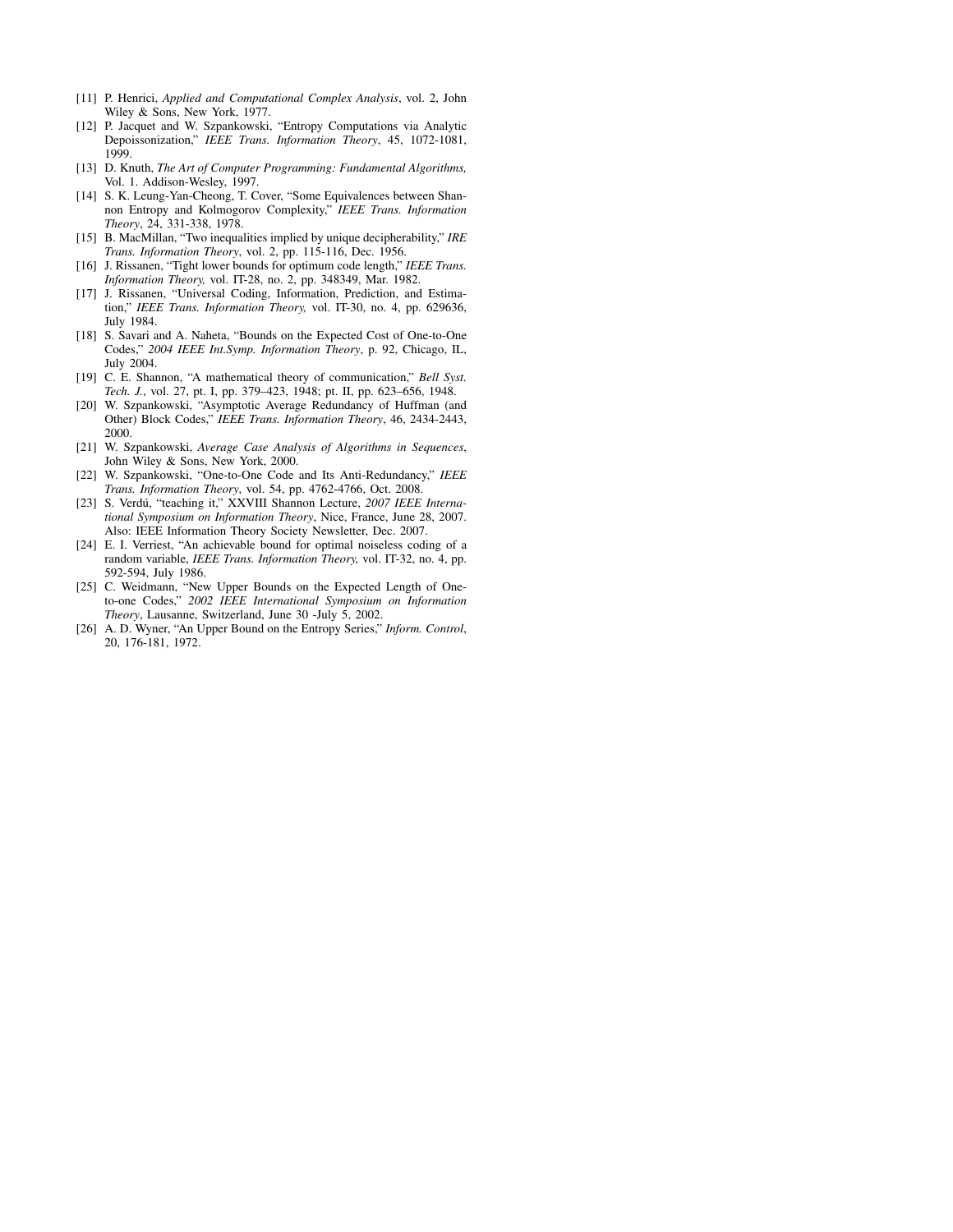[11] P. Henrici, *Applied and Computational Complex Analysis*, vol. 2, John Wiley & Sons, New York, 1977.

[12] P. Jacquet and W. Szpankowski, "Entropy Computations via Analytic Depoissonization," *IEEE Trans. Information Theory*, 45, 1072-1081, 1999.

[13] D. Knuth, *The Art of Computer Programming: Fundamental Algorithms,* Vol. 1. Addison-Wesley, 1997.

[14] S. K. Leung-Yan-Cheong, T. Cover, "Some Equivalences between Shannon Entropy and Kolmogorov Complexity," *IEEE Trans. Information Theory*, 24, 331-338, 1978.

[15] B. MacMillan, "Two inequalities implied by unique decipherability," *IRE Trans. Information Theory*, vol. 2, pp. 115-116, Dec. 1956.

[16] J. Rissanen, "Tight lower bounds for optimum code length," *IEEE Trans. Information Theory,* vol. IT-28, no. 2, pp. 348349, Mar. 1982.

[17] J. Rissanen, "Universal Coding, Information, Prediction, and Estimation," *IEEE Trans. Information Theory,* vol. IT-30, no. 4, pp. 629636, July 1984.

[18] S. Savari and A. Naheta, "Bounds on the Expected Cost of One-to-One Codes," *2004 IEEE Int.Symp. Information Theory*, p. 92, Chicago, IL, July 2004.

[19] C. E. Shannon, "A mathematical theory of communication," *Bell Syst. Tech. J.*, vol. 27, pt. I, pp. 379–423, 1948; pt. II, pp. 623–656, 1948.

[20] W. Szpankowski, "Asymptotic Average Redundancy of Huffman (and Other) Block Codes," *IEEE Trans. Information Theory*, 46, 2434-2443, 2000.

[21] W. Szpankowski, *Average Case Analysis of Algorithms in Sequences*, John Wiley & Sons, New York, 2000.

[22] W. Szpankowski, "One-to-One Code and Its Anti-Redundancy," *IEEE Trans. Information Theory*, vol. 54, pp. 4762-4766, Oct. 2008.

[23] S. Verdú, "teaching it," XXVIII Shannon Lecture, *2007 IEEE International Symposium on Information Theory*, Nice, France, June 28, 2007. Also: IEEE Information Theory Society Newsletter, Dec. 2007.

[24] E. I. Verriest, "An achievable bound for optimal noiseless coding of a random variable, *IEEE Trans. Information Theory,* vol. IT-32, no. 4, pp. 592-594, July 1986.

[25] C. Weidmann, "New Upper Bounds on the Expected Length of One-to-one Codes," *2002 IEEE International Symposium on Information Theory*, Lausanne, Switzerland, June 30 -July 5, 2002.

[26] A. D. Wyner, "An Upper Bound on the Entropy Series," *Inform. Control*, 20, 176-181, 1972.